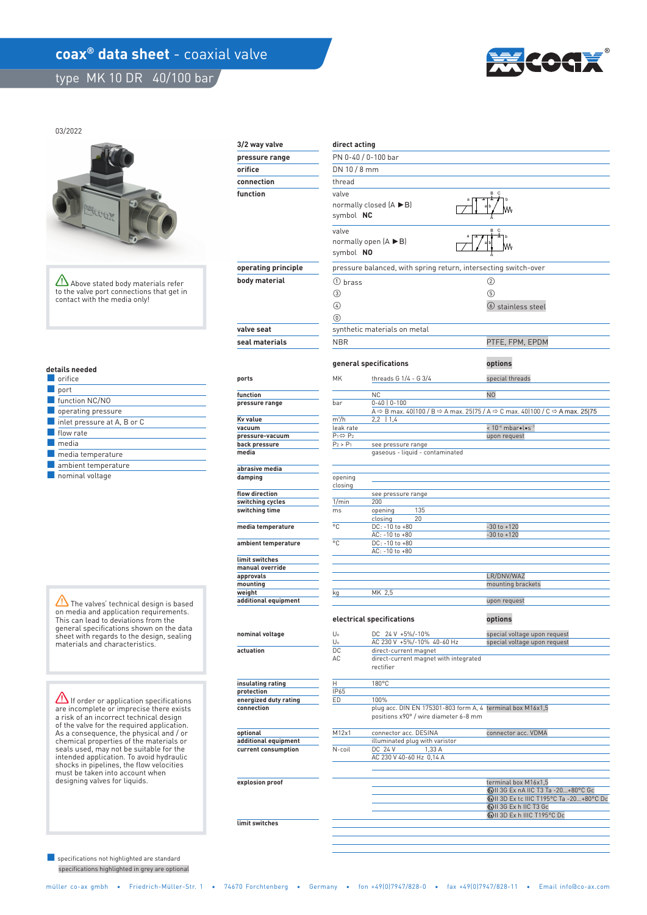# coax® data sheet - coaxial valve

## type MK 10 DR 40/100 bar

03/2022

| 3/2 way valve | direct acting | |
|---|---|---|
| pressure range | PN 0-40 / 0-100 bar | |
| orifice | DN 10 / 8 mm | |
| connection | thread | |
| function | valve normally closed (A ▶B) symbol **NC** | |
| | valve normally open (A ▶B) symbol **NO** | |
| operating principle | pressure balanced, with spring return, intersecting switch-over | |
| body material | ① brass | ② |
| | ③ | ⑤ |
| | ④ | ⑥ stainless steel |
| | ⑩ | |
| valve seat | synthetic materials on metal | |
| seal materials | NBR | PTFE, FPM, EPDM |

⚠ Above stated body materials refer to the valve port connections that get in contact with the media only!

**details needed**

- orifice
- port
- function NC/NO
- operating pressure
- inlet pressure at A, B or C
- flow rate
- media
- media temperature
- ambient temperature
- nominal voltage

| | | general specifications | options |
|---|---|---|---|
| ports | MK | threads G 1/4 - G 3/4 | special threads |
| function | | NC | NO |
| pressure range | bar | 0-40 \| 0-100 | |
| | | A ⇨ B max. 40\|100 / B ⇨ A max. 25\|75 / A ⇨ C max. 40\|100 / C ⇨ A max. 25\|75 | |
| Kv value | m³/h | 2,2 \| 1,4 | |
| vacuum | leak rate | | < 10⁻⁶ mbar•l•s⁻¹ |
| pressure-vacuum | P₁⇔ P₂ | | upon request |
| back pressure | P₂ > P₁ | see pressure range | |
| media | | gaseous - liquid - contaminated | |
| abrasive media | | | |
| damping | opening | | |
| | closing | | |
| flow direction | | see pressure range | |
| switching cycles | 1/min | 200 | |
| switching time | ms | opening 135 | |
| | | closing 20 | |
| media temperature | °C | DC: -10 to +80 | -30 to +120 |
| | | AC: -10 to +80 | -30 to +120 |
| ambient temperature | °C | DC: -10 to +80 | |
| | | AC: -10 to +80 | |
| limit switches | | | |
| manual override | | | |
| approvals | | | LR/DNV/WAZ |
| mounting | | | mounting brackets |
| weight | kg | MK 2,5 | |
| additional equipment | | | upon request |

| | | electrical specifications | options |
|---|---|---|---|
| nominal voltage | Uₙ | DC 24 V +5%/-10% | special voltage upon request |
| | Uₙ | AC 230 V +5%/-10% 40-60 Hz | special voltage upon request |
| actuation | DC | direct-current magnet | |
| | AC | direct-current magnet with integrated rectifier | |
| insulating rating | H | 180°C | |
| protection | IP65 | | |
| energized duty rating | ED | 100% | |
| connection | | plug acc. DIN EN 175301-803 form A, 4 positions x90° / wire diameter 6-8 mm | terminal box M16x1,5 |
| optional | M12x1 | connector acc. DESINA | connector acc. VDMA |
| additional equipment | | illuminated plug with varistor | |
| current consumption | N-coil | DC 24 V 1,33 A | |
| | | AC 230 V 40-60 Hz 0,14 A | |
| explosion proof | | | terminal box M16x1,5 |
| | | | Ex II 3G Ex nA IIC T3 Ta -20...+80°C Gc |
| | | | Ex II 3D Ex tc IIIC T195°C Ta -20...+80°C Dc |
| | | | Ex II 3G Ex h IIC T3 Gc |
| | | | Ex II 3D Ex h IIIC T195°C Dc |
| limit switches | | | |

⚠ The valves' technical design is based on media and application requirements. This can lead to deviations from the general specifications shown on the data sheet with regards to the design, sealing materials and characteristics.

⚠ If order or application specifications are incomplete or imprecise there exists a risk of an incorrect technical design of the valve for the required application. As a consequence, the physical and / or chemical properties of the materials or seals used, may not be suitable for the intended application. To avoid hydraulic shocks in pipelines, the flow velocities must be taken into account when designing valves for liquids.

specifications not highlighted are standard
specifications highlighted in grey are optional

müller co-ax gmbh • Friedrich-Müller-Str. 1 • 74670 Forchtenberg • Germany • fon +49(0)7947/828-0 • fax +49(0)7947/828-11 • Email info@co-ax.com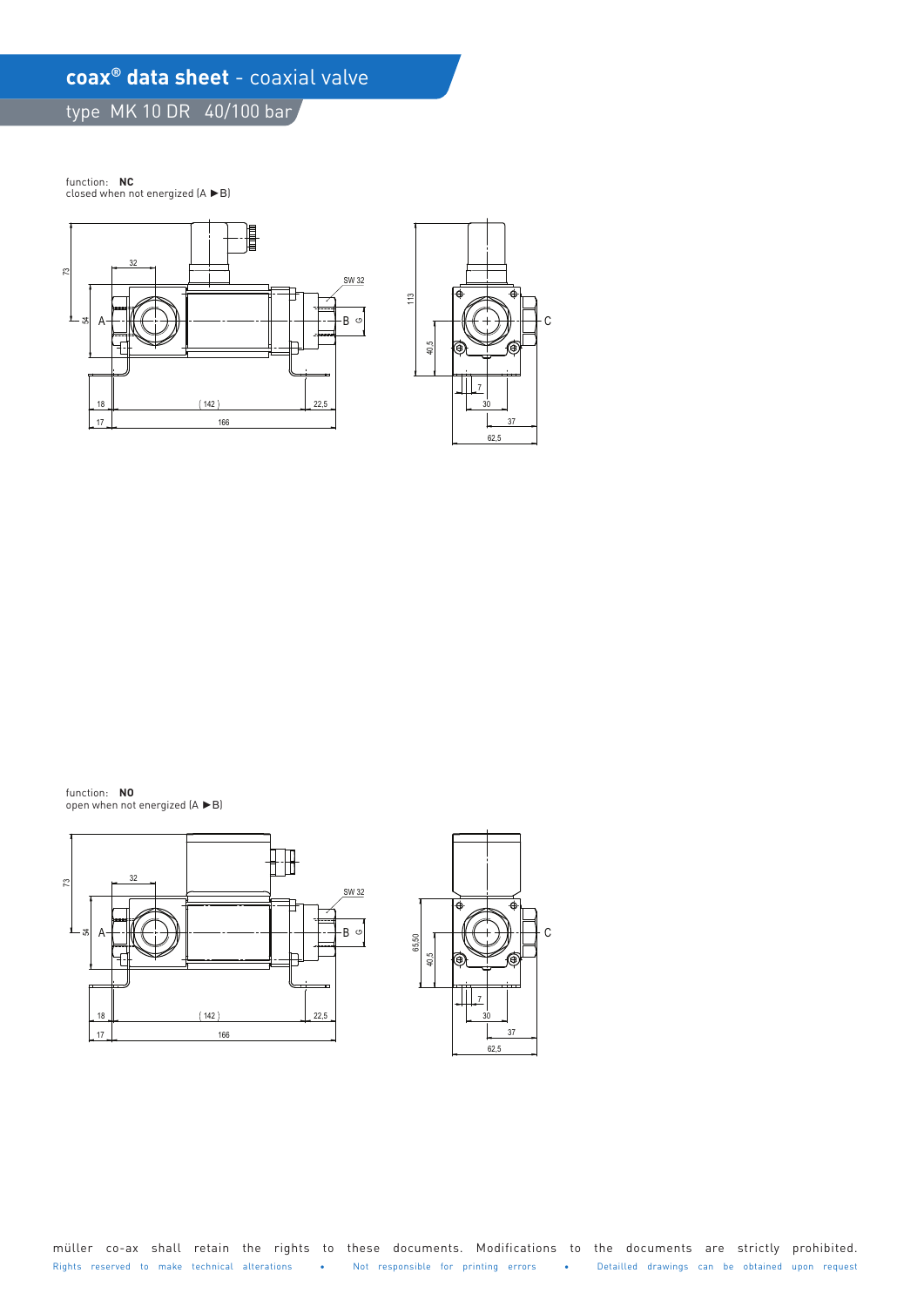# coax® data sheet - coaxial valve

## type MK 10 DR 40/100 bar

function: **NC**
closed when not energized (A ►B)

73
32
SW 32
A
B
G
54
18
( 142 )
22,5
17
166

113
C
40,5
7
30
37
62,5

function: **NO**
open when not energized (A ►B)

73
32
SW 32
A
B
G
54
18
( 142 )
22,5
17
166

65,50
C
40,5
7
30
37
62,5

müller co-ax shall retain the rights to these documents. Modifications to the documents are strictly prohibited.
Rights reserved to make technical alterations • Not responsible for printing errors • Detailled drawings can be obtained upon request